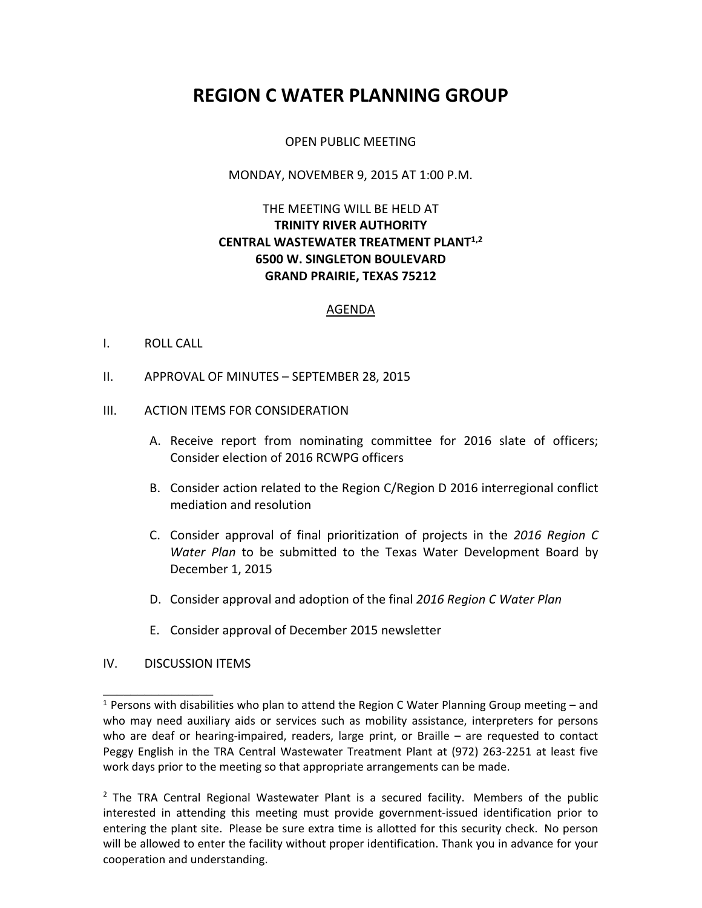# REGION C WATER PLANNING GROUP

OPEN PUBLIC MEETING

MONDAY, NOVEMBER 9, 2015 AT 1:00 P.M.

THE MEETING WILL BE HELD AT
**TRINITY RIVER AUTHORITY**
**CENTRAL WASTEWATER TREATMENT PLANT[1,2]**
**6500 W. SINGLETON BOULEVARD**
**GRAND PRAIRIE, TEXAS 75212**

AGENDA

I. ROLL CALL

II. APPROVAL OF MINUTES – SEPTEMBER 28, 2015

III. ACTION ITEMS FOR CONSIDERATION

   A. Receive report from nominating committee for 2016 slate of officers; Consider election of 2016 RCWPG officers

   B. Consider action related to the Region C/Region D 2016 interregional conflict mediation and resolution

   C. Consider approval of final prioritization of projects in the *2016 Region C Water Plan* to be submitted to the Texas Water Development Board by December 1, 2015

   D. Consider approval and adoption of the final *2016 Region C Water Plan*

   E. Consider approval of December 2015 newsletter

IV. DISCUSSION ITEMS

---

[1] Persons with disabilities who plan to attend the Region C Water Planning Group meeting – and who may need auxiliary aids or services such as mobility assistance, interpreters for persons who are deaf or hearing-impaired, readers, large print, or Braille – are requested to contact Peggy English in the TRA Central Wastewater Treatment Plant at (972) 263-2251 at least five work days prior to the meeting so that appropriate arrangements can be made.

[2] The TRA Central Regional Wastewater Plant is a secured facility. Members of the public interested in attending this meeting must provide government-issued identification prior to entering the plant site. Please be sure extra time is allotted for this security check. No person will be allowed to enter the facility without proper identification. Thank you in advance for your cooperation and understanding.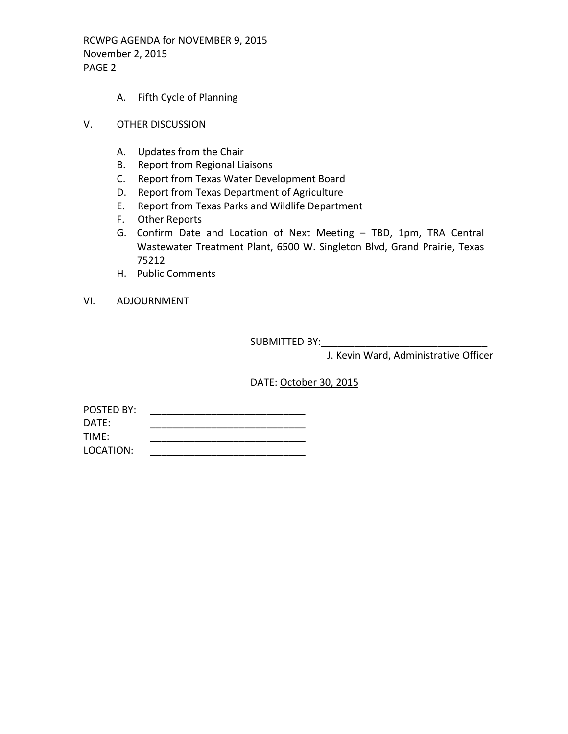A. Fifth Cycle of Planning

V. OTHER DISCUSSION

A. Updates from the Chair
B. Report from Regional Liaisons
C. Report from Texas Water Development Board
D. Report from Texas Department of Agriculture
E. Report from Texas Parks and Wildlife Department
F. Other Reports
G. Confirm Date and Location of Next Meeting – TBD, 1pm, TRA Central Wastewater Treatment Plant, 6500 W. Singleton Blvd, Grand Prairie, Texas 75212
H. Public Comments

VI. ADJOURNMENT

SUBMITTED BY:______________________________
J. Kevin Ward, Administrative Officer

DATE: October 30, 2015

POSTED BY: ____________________________
DATE: ____________________________
TIME: ____________________________
LOCATION: ____________________________